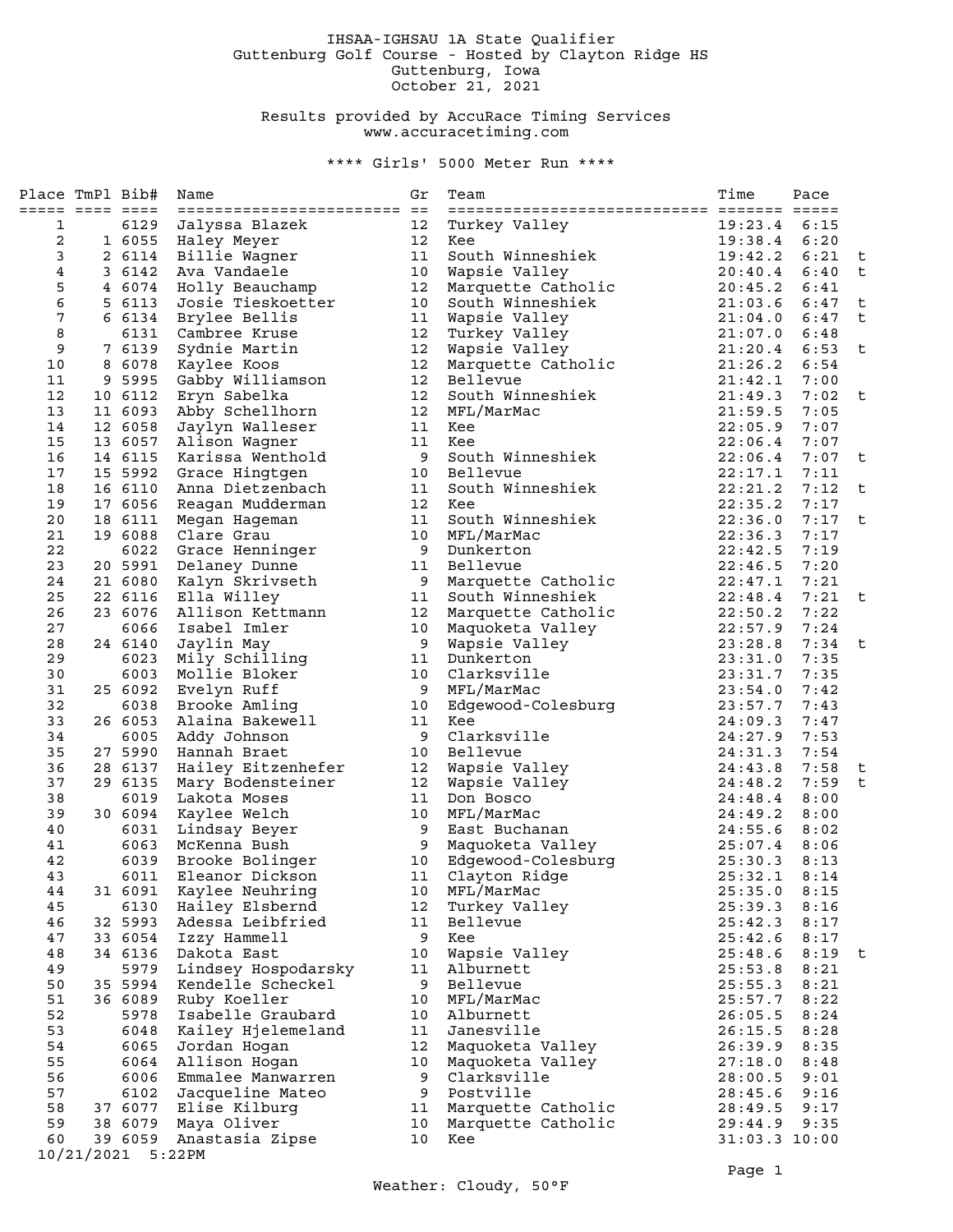IHSAA-IGHSAU 1A State Qualifier
Guttenburg Golf Course - Hosted by Clayton Ridge HS
Guttenburg, Iowa
October 21, 2021

Results provided by AccuRace Timing Services
www.accuracetiming.com

**** Girls' 5000 Meter Run ****

| Place | TmPl | Bib# | Name | Gr | Team | Time | Pace | |
|---|---|---|---|---|---|---|---|---|
| 1 | | 6129 | Jalyssa Blazek | 12 | Turkey Valley | 19:23.4 | 6:15 | |
| 2 | 1 | 6055 | Haley Meyer | 12 | Kee | 19:38.4 | 6:20 | |
| 3 | 2 | 6114 | Billie Wagner | 11 | South Winneshiek | 19:42.2 | 6:21 | t |
| 4 | 3 | 6142 | Ava Vandaele | 10 | Wapsie Valley | 20:40.4 | 6:40 | t |
| 5 | 4 | 6074 | Holly Beauchamp | 12 | Marquette Catholic | 20:45.2 | 6:41 | |
| 6 | 5 | 6113 | Josie Tieskoetter | 10 | South Winneshiek | 21:03.6 | 6:47 | t |
| 7 | 6 | 6134 | Brylee Bellis | 11 | Wapsie Valley | 21:04.0 | 6:47 | t |
| 8 | | 6131 | Cambree Kruse | 12 | Turkey Valley | 21:07.0 | 6:48 | |
| 9 | 7 | 6139 | Sydnie Martin | 12 | Wapsie Valley | 21:20.4 | 6:53 | t |
| 10 | 8 | 6078 | Kaylee Koos | 12 | Marquette Catholic | 21:26.2 | 6:54 | |
| 11 | 9 | 5995 | Gabby Williamson | 12 | Bellevue | 21:42.1 | 7:00 | |
| 12 | 10 | 6112 | Eryn Sabelka | 12 | South Winneshiek | 21:49.3 | 7:02 | t |
| 13 | 11 | 6093 | Abby Schellhorn | 12 | MFL/MarMac | 21:59.5 | 7:05 | |
| 14 | 12 | 6058 | Jaylyn Walleser | 11 | Kee | 22:05.9 | 7:07 | |
| 15 | 13 | 6057 | Alison Wagner | 11 | Kee | 22:06.4 | 7:07 | |
| 16 | 14 | 6115 | Karissa Wenthold | 9 | South Winneshiek | 22:06.4 | 7:07 | t |
| 17 | 15 | 5992 | Grace Hingtgen | 10 | Bellevue | 22:17.1 | 7:11 | |
| 18 | 16 | 6110 | Anna Dietzenbach | 11 | South Winneshiek | 22:21.2 | 7:12 | t |
| 19 | 17 | 6056 | Reagan Mudderman | 12 | Kee | 22:35.2 | 7:17 | |
| 20 | 18 | 6111 | Megan Hageman | 11 | South Winneshiek | 22:36.0 | 7:17 | t |
| 21 | 19 | 6088 | Clare Grau | 10 | MFL/MarMac | 22:36.3 | 7:17 | |
| 22 | | 6022 | Grace Henninger | 9 | Dunkerton | 22:42.5 | 7:19 | |
| 23 | 20 | 5991 | Delaney Dunne | 11 | Bellevue | 22:46.5 | 7:20 | |
| 24 | 21 | 6080 | Kalyn Skrivseth | 9 | Marquette Catholic | 22:47.1 | 7:21 | |
| 25 | 22 | 6116 | Ella Willey | 11 | South Winneshiek | 22:48.4 | 7:21 | t |
| 26 | 23 | 6076 | Allison Kettmann | 12 | Marquette Catholic | 22:50.2 | 7:22 | |
| 27 | | 6066 | Isabel Imler | 10 | Maquoketa Valley | 22:57.9 | 7:24 | |
| 28 | 24 | 6140 | Jaylin May | 9 | Wapsie Valley | 23:28.8 | 7:34 | t |
| 29 | | 6023 | Mily Schilling | 11 | Dunkerton | 23:31.0 | 7:35 | |
| 30 | | 6003 | Mollie Bloker | 10 | Clarksville | 23:31.7 | 7:35 | |
| 31 | 25 | 6092 | Evelyn Ruff | 9 | MFL/MarMac | 23:54.0 | 7:42 | |
| 32 | | 6038 | Brooke Amling | 10 | Edgewood-Colesburg | 23:57.7 | 7:43 | |
| 33 | 26 | 6053 | Alaina Bakewell | 11 | Kee | 24:09.3 | 7:47 | |
| 34 | | 6005 | Addy Johnson | 9 | Clarksville | 24:27.9 | 7:53 | |
| 35 | 27 | 5990 | Hannah Braet | 10 | Bellevue | 24:31.3 | 7:54 | |
| 36 | 28 | 6137 | Hailey Eitzenhefer | 12 | Wapsie Valley | 24:43.8 | 7:58 | t |
| 37 | 29 | 6135 | Mary Bodensteiner | 12 | Wapsie Valley | 24:48.2 | 7:59 | t |
| 38 | | 6019 | Lakota Moses | 11 | Don Bosco | 24:48.4 | 8:00 | |
| 39 | 30 | 6094 | Kaylee Welch | 10 | MFL/MarMac | 24:49.2 | 8:00 | |
| 40 | | 6031 | Lindsay Beyer | 9 | East Buchanan | 24:55.6 | 8:02 | |
| 41 | | 6063 | McKenna Bush | 9 | Maquoketa Valley | 25:07.4 | 8:06 | |
| 42 | | 6039 | Brooke Bolinger | 10 | Edgewood-Colesburg | 25:30.3 | 8:13 | |
| 43 | | 6011 | Eleanor Dickson | 11 | Clayton Ridge | 25:32.1 | 8:14 | |
| 44 | 31 | 6091 | Kaylee Neuhring | 10 | MFL/MarMac | 25:35.0 | 8:15 | |
| 45 | | 6130 | Hailey Elsbernd | 12 | Turkey Valley | 25:39.3 | 8:16 | |
| 46 | 32 | 5993 | Adessa Leibfried | 11 | Bellevue | 25:42.3 | 8:17 | |
| 47 | 33 | 6054 | Izzy Hammell | 9 | Kee | 25:42.6 | 8:17 | |
| 48 | 34 | 6136 | Dakota East | 10 | Wapsie Valley | 25:48.6 | 8:19 | t |
| 49 | | 5979 | Lindsey Hospodarsky | 11 | Alburnett | 25:53.8 | 8:21 | |
| 50 | 35 | 5994 | Kendelle Scheckel | 9 | Bellevue | 25:55.3 | 8:21 | |
| 51 | 36 | 6089 | Ruby Koeller | 10 | MFL/MarMac | 25:57.7 | 8:22 | |
| 52 | | 5978 | Isabelle Graubard | 10 | Alburnett | 26:05.5 | 8:24 | |
| 53 | | 6048 | Kailey Hjelemeland | 11 | Janesville | 26:15.5 | 8:28 | |
| 54 | | 6065 | Jordan Hogan | 12 | Maquoketa Valley | 26:39.9 | 8:35 | |
| 55 | | 6064 | Allison Hogan | 10 | Maquoketa Valley | 27:18.0 | 8:48 | |
| 56 | | 6006 | Emmalee Manwarren | 9 | Clarksville | 28:00.5 | 9:01 | |
| 57 | | 6102 | Jacqueline Mateo | 9 | Postville | 28:45.6 | 9:16 | |
| 58 | 37 | 6077 | Elise Kilburg | 11 | Marquette Catholic | 28:49.5 | 9:17 | |
| 59 | 38 | 6079 | Maya Oliver | 10 | Marquette Catholic | 29:44.9 | 9:35 | |
| 60 | 39 | 6059 | Anastasia Zipse | 10 | Kee | 31:03.3 | 10:00 | |

10/21/2021 5:22PM

Weather: Cloudy, 50°F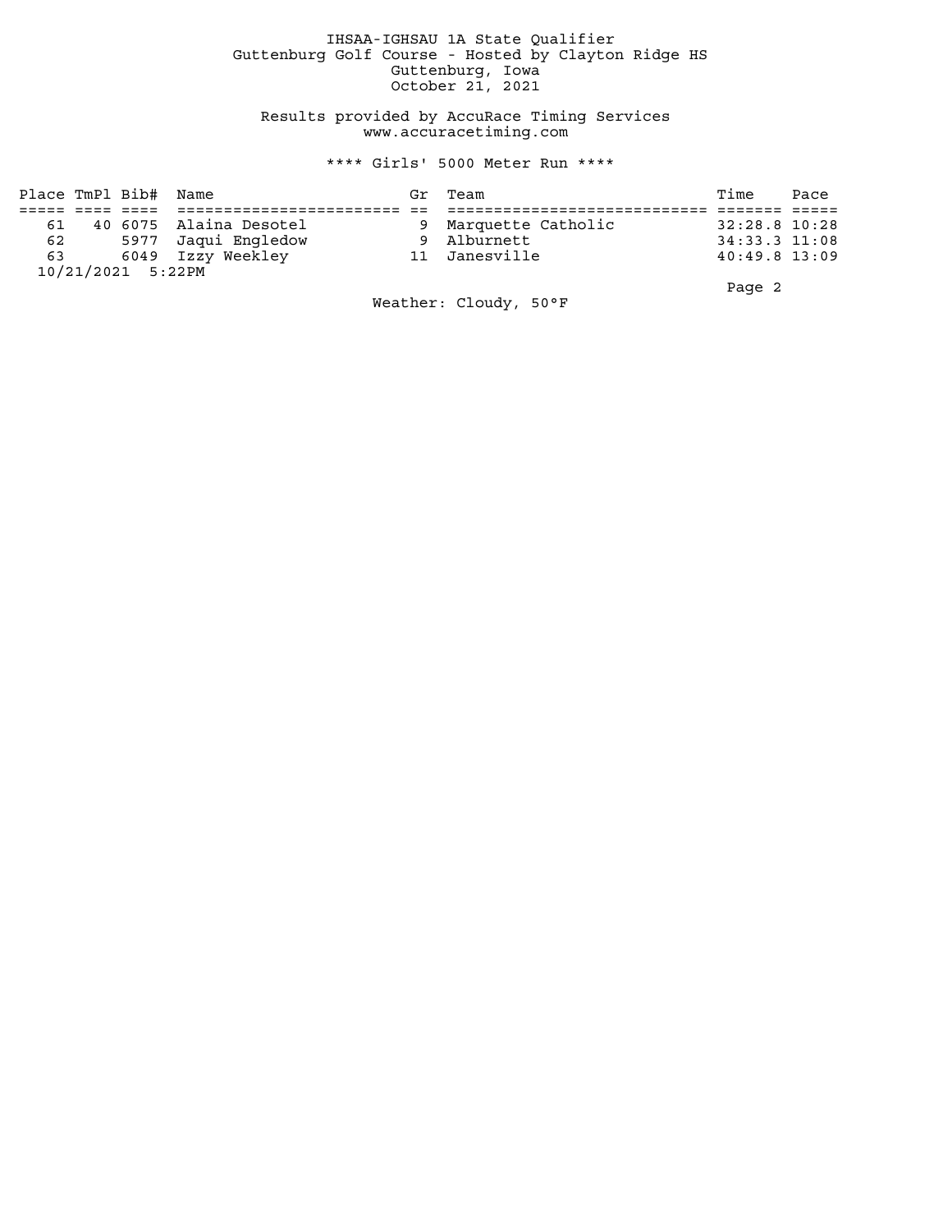IHSAA-IGHSAU 1A State Qualifier
Guttenburg Golf Course - Hosted by Clayton Ridge HS
Guttenburg, Iowa
October 21, 2021

Results provided by AccuRace Timing Services
www.accuracetiming.com

**** Girls' 5000 Meter Run ****

| Place | TmPl | Bib# | Name | Gr | Team | Time | Pace |
|---|---|---|---|---|---|---|---|
| 61 | 40 | 6075 | Alaina Desotel | 9 | Marquette Catholic | 32:28.8 | 10:28 |
| 62 | | 5977 | Jaqui Engledow | 9 | Alburnett | 34:33.3 | 11:08 |
| 63 | | 6049 | Izzy Weekley | 11 | Janesville | 40:49.8 | 13:09 |

10/21/2021 5:22PM

Weather: Cloudy, 50°F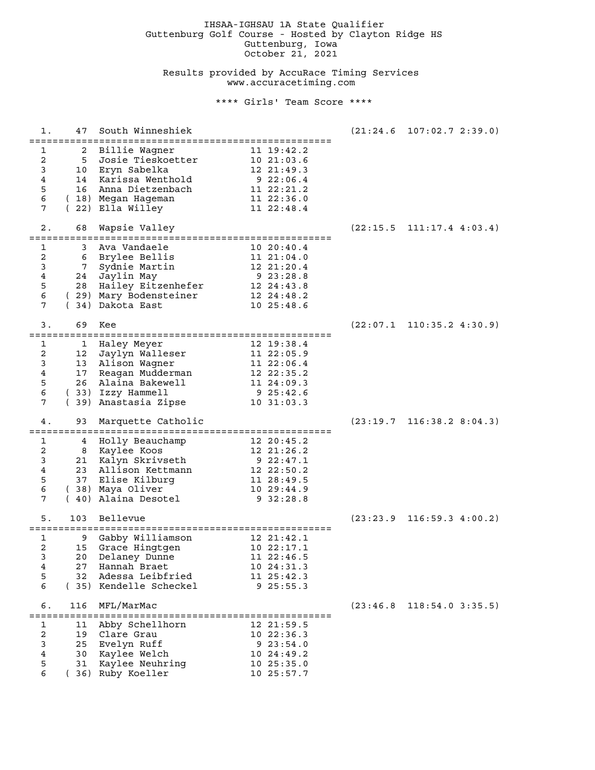IHSAA-IGHSAU 1A State Qualifier
Guttenberg Golf Course - Hosted by Clayton Ridge HS
Guttenberg, Iowa
October 21, 2021

Results provided by AccuRace Timing Services
www.accuracetiming.com

**** Girls' Team Score ****

**1. 47 South Winneshiek** (21:24.6 107:02.7 2:39.0)

| | | | | |
|---|---|---|---|---|
| 1 | 2 | Billie Wagner | 11 | 19:42.2 |
| 2 | 5 | Josie Tieskoetter | 10 | 21:03.6 |
| 3 | 10 | Eryn Sabelka | 12 | 21:49.3 |
| 4 | 14 | Karissa Wenthold | 9 | 22:06.4 |
| 5 | 16 | Anna Dietzenbach | 11 | 22:21.2 |
| 6 | (18) | Megan Hageman | 11 | 22:36.0 |
| 7 | (22) | Ella Willey | 11 | 22:48.4 |

**2. 68 Wapsie Valley** (22:15.5 111:17.4 4:03.4)

| | | | | |
|---|---|---|---|---|
| 1 | 3 | Ava Vandaele | 10 | 20:40.4 |
| 2 | 6 | Brylee Bellis | 11 | 21:04.0 |
| 3 | 7 | Sydnie Martin | 12 | 21:20.4 |
| 4 | 24 | Jaylin May | 9 | 23:28.8 |
| 5 | 28 | Hailey Eitzenhefer | 12 | 24:43.8 |
| 6 | (29) | Mary Bodensteiner | 12 | 24:48.2 |
| 7 | (34) | Dakota East | 10 | 25:48.6 |

**3. 69 Kee** (22:07.1 110:35.2 4:30.9)

| | | | | |
|---|---|---|---|---|
| 1 | 1 | Haley Meyer | 12 | 19:38.4 |
| 2 | 12 | Jaylyn Walleser | 11 | 22:05.9 |
| 3 | 13 | Alison Wagner | 11 | 22:06.4 |
| 4 | 17 | Reagan Mudderman | 12 | 22:35.2 |
| 5 | 26 | Alaina Bakewell | 11 | 24:09.3 |
| 6 | (33) | Izzy Hammell | 9 | 25:42.6 |
| 7 | (39) | Anastasia Zipse | 10 | 31:03.3 |

**4. 93 Marquette Catholic** (23:19.7 116:38.2 8:04.3)

| | | | | |
|---|---|---|---|---|
| 1 | 4 | Holly Beauchamp | 12 | 20:45.2 |
| 2 | 8 | Kaylee Koos | 12 | 21:26.2 |
| 3 | 21 | Kalyn Skrivseth | 9 | 22:47.1 |
| 4 | 23 | Allison Kettmann | 12 | 22:50.2 |
| 5 | 37 | Elise Kilburg | 11 | 28:49.5 |
| 6 | (38) | Maya Oliver | 10 | 29:44.9 |
| 7 | (40) | Alaina Desotel | 9 | 32:28.8 |

**5. 103 Bellevue** (23:23.9 116:59.3 4:00.2)

| | | | | |
|---|---|---|---|---|
| 1 | 9 | Gabby Williamson | 12 | 21:42.1 |
| 2 | 15 | Grace Hingtgen | 10 | 22:17.1 |
| 3 | 20 | Delaney Dunne | 11 | 22:46.5 |
| 4 | 27 | Hannah Braet | 10 | 24:31.3 |
| 5 | 32 | Adessa Leibfried | 11 | 25:42.3 |
| 6 | (35) | Kendelle Scheckel | 9 | 25:55.3 |

**6. 116 MFL/MarMac** (23:46.8 118:54.0 3:35.5)

| | | | | |
|---|---|---|---|---|
| 1 | 11 | Abby Schellhorn | 12 | 21:59.5 |
| 2 | 19 | Clare Grau | 10 | 22:36.3 |
| 3 | 25 | Evelyn Ruff | 9 | 23:54.0 |
| 4 | 30 | Kaylee Welch | 10 | 24:49.2 |
| 5 | 31 | Kaylee Neuhring | 10 | 25:35.0 |
| 6 | (36) | Ruby Koeller | 10 | 25:57.7 |